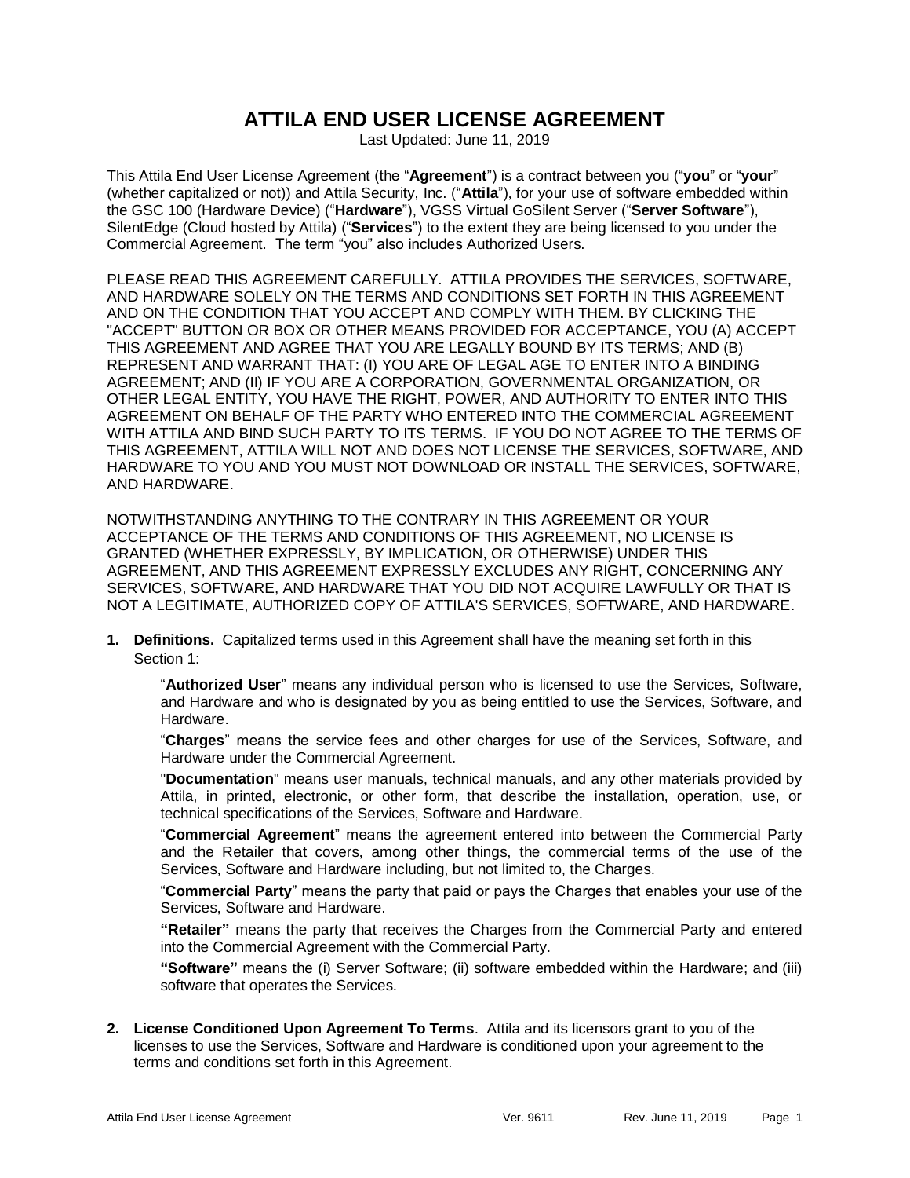# ATTILA END USER LICENSE AGREEMENT

Last Updated: June 11, 2019

This Attila End User License Agreement (the "**Agreement**") is a contract between you ("**you**" or "**your**" (whether capitalized or not)) and Attila Security, Inc. ("**Attila**"), for your use of software embedded within the GSC 100 (Hardware Device) ("**Hardware**"), VGSS Virtual GoSilent Server ("**Server Software**"), SilentEdge (Cloud hosted by Attila) ("**Services**") to the extent they are being licensed to you under the Commercial Agreement. The term "you" also includes Authorized Users.

PLEASE READ THIS AGREEMENT CAREFULLY. ATTILA PROVIDES THE SERVICES, SOFTWARE, AND HARDWARE SOLELY ON THE TERMS AND CONDITIONS SET FORTH IN THIS AGREEMENT AND ON THE CONDITION THAT YOU ACCEPT AND COMPLY WITH THEM. BY CLICKING THE "ACCEPT" BUTTON OR BOX OR OTHER MEANS PROVIDED FOR ACCEPTANCE, YOU (A) ACCEPT THIS AGREEMENT AND AGREE THAT YOU ARE LEGALLY BOUND BY ITS TERMS; AND (B) REPRESENT AND WARRANT THAT: (I) YOU ARE OF LEGAL AGE TO ENTER INTO A BINDING AGREEMENT; AND (II) IF YOU ARE A CORPORATION, GOVERNMENTAL ORGANIZATION, OR OTHER LEGAL ENTITY, YOU HAVE THE RIGHT, POWER, AND AUTHORITY TO ENTER INTO THIS AGREEMENT ON BEHALF OF THE PARTY WHO ENTERED INTO THE COMMERCIAL AGREEMENT WITH ATTILA AND BIND SUCH PARTY TO ITS TERMS. IF YOU DO NOT AGREE TO THE TERMS OF THIS AGREEMENT, ATTILA WILL NOT AND DOES NOT LICENSE THE SERVICES, SOFTWARE, AND HARDWARE TO YOU AND YOU MUST NOT DOWNLOAD OR INSTALL THE SERVICES, SOFTWARE, AND HARDWARE.

NOTWITHSTANDING ANYTHING TO THE CONTRARY IN THIS AGREEMENT OR YOUR ACCEPTANCE OF THE TERMS AND CONDITIONS OF THIS AGREEMENT, NO LICENSE IS GRANTED (WHETHER EXPRESSLY, BY IMPLICATION, OR OTHERWISE) UNDER THIS AGREEMENT, AND THIS AGREEMENT EXPRESSLY EXCLUDES ANY RIGHT, CONCERNING ANY SERVICES, SOFTWARE, AND HARDWARE THAT YOU DID NOT ACQUIRE LAWFULLY OR THAT IS NOT A LEGITIMATE, AUTHORIZED COPY OF ATTILA'S SERVICES, SOFTWARE, AND HARDWARE.

1. **Definitions.** Capitalized terms used in this Agreement shall have the meaning set forth in this Section 1:

   "**Authorized User**" means any individual person who is licensed to use the Services, Software, and Hardware and who is designated by you as being entitled to use the Services, Software, and Hardware.

   "**Charges**" means the service fees and other charges for use of the Services, Software, and Hardware under the Commercial Agreement.

   "**Documentation**" means user manuals, technical manuals, and any other materials provided by Attila, in printed, electronic, or other form, that describe the installation, operation, use, or technical specifications of the Services, Software and Hardware.

   "**Commercial Agreement**" means the agreement entered into between the Commercial Party and the Retailer that covers, among other things, the commercial terms of the use of the Services, Software and Hardware including, but not limited to, the Charges.

   "**Commercial Party**" means the party that paid or pays the Charges that enables your use of the Services, Software and Hardware.

   **"Retailer"** means the party that receives the Charges from the Commercial Party and entered into the Commercial Agreement with the Commercial Party.

   **"Software"** means the (i) Server Software; (ii) software embedded within the Hardware; and (iii) software that operates the Services.

2. **License Conditioned Upon Agreement To Terms**. Attila and its licensors grant to you of the licenses to use the Services, Software and Hardware is conditioned upon your agreement to the terms and conditions set forth in this Agreement.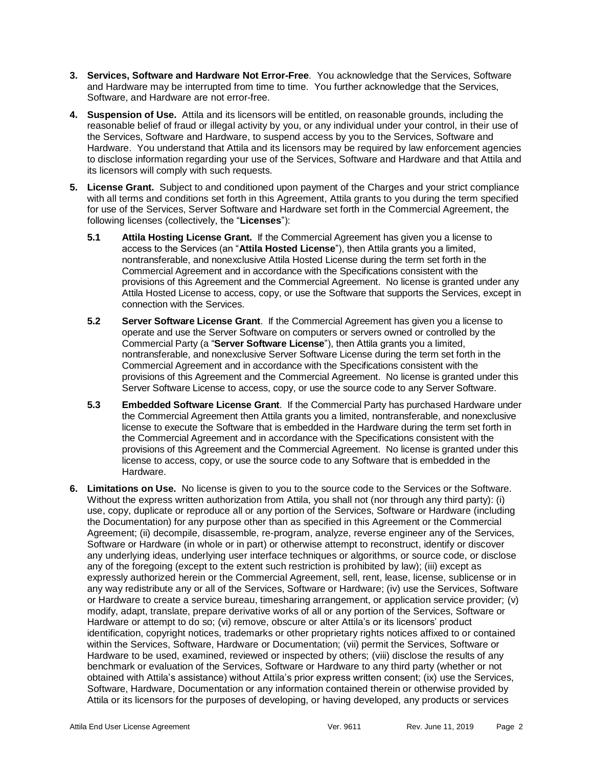3. **Services, Software and Hardware Not Error-Free**. You acknowledge that the Services, Software and Hardware may be interrupted from time to time. You further acknowledge that the Services, Software, and Hardware are not error-free.

4. **Suspension of Use.** Attila and its licensors will be entitled, on reasonable grounds, including the reasonable belief of fraud or illegal activity by you, or any individual under your control, in their use of the Services, Software and Hardware, to suspend access by you to the Services, Software and Hardware. You understand that Attila and its licensors may be required by law enforcement agencies to disclose information regarding your use of the Services, Software and Hardware and that Attila and its licensors will comply with such requests.

5. **License Grant.** Subject to and conditioned upon payment of the Charges and your strict compliance with all terms and conditions set forth in this Agreement, Attila grants to you during the term specified for use of the Services, Server Software and Hardware set forth in the Commercial Agreement, the following licenses (collectively, the "**Licenses**"):

   **5.1 Attila Hosting License Grant.** If the Commercial Agreement has given you a license to access to the Services (an "**Attila Hosted License**"), then Attila grants you a limited, nontransferable, and nonexclusive Attila Hosted License during the term set forth in the Commercial Agreement and in accordance with the Specifications consistent with the provisions of this Agreement and the Commercial Agreement. No license is granted under any Attila Hosted License to access, copy, or use the Software that supports the Services, except in connection with the Services.

   **5.2 Server Software License Grant**. If the Commercial Agreement has given you a license to operate and use the Server Software on computers or servers owned or controlled by the Commercial Party (a "**Server Software License**"), then Attila grants you a limited, nontransferable, and nonexclusive Server Software License during the term set forth in the Commercial Agreement and in accordance with the Specifications consistent with the provisions of this Agreement and the Commercial Agreement. No license is granted under this Server Software License to access, copy, or use the source code to any Server Software.

   **5.3 Embedded Software License Grant**. If the Commercial Party has purchased Hardware under the Commercial Agreement then Attila grants you a limited, nontransferable, and nonexclusive license to execute the Software that is embedded in the Hardware during the term set forth in the Commercial Agreement and in accordance with the Specifications consistent with the provisions of this Agreement and the Commercial Agreement. No license is granted under this license to access, copy, or use the source code to any Software that is embedded in the Hardware.

6. **Limitations on Use.** No license is given to you to the source code to the Services or the Software. Without the express written authorization from Attila, you shall not (nor through any third party): (i) use, copy, duplicate or reproduce all or any portion of the Services, Software or Hardware (including the Documentation) for any purpose other than as specified in this Agreement or the Commercial Agreement; (ii) decompile, disassemble, re-program, analyze, reverse engineer any of the Services, Software or Hardware (in whole or in part) or otherwise attempt to reconstruct, identify or discover any underlying ideas, underlying user interface techniques or algorithms, or source code, or disclose any of the foregoing (except to the extent such restriction is prohibited by law); (iii) except as expressly authorized herein or the Commercial Agreement, sell, rent, lease, license, sublicense or in any way redistribute any or all of the Services, Software or Hardware; (iv) use the Services, Software or Hardware to create a service bureau, timesharing arrangement, or application service provider; (v) modify, adapt, translate, prepare derivative works of all or any portion of the Services, Software or Hardware or attempt to do so; (vi) remove, obscure or alter Attila's or its licensors' product identification, copyright notices, trademarks or other proprietary rights notices affixed to or contained within the Services, Software, Hardware or Documentation; (vii) permit the Services, Software or Hardware to be used, examined, reviewed or inspected by others; (viii) disclose the results of any benchmark or evaluation of the Services, Software or Hardware to any third party (whether or not obtained with Attila's assistance) without Attila's prior express written consent; (ix) use the Services, Software, Hardware, Documentation or any information contained therein or otherwise provided by Attila or its licensors for the purposes of developing, or having developed, any products or services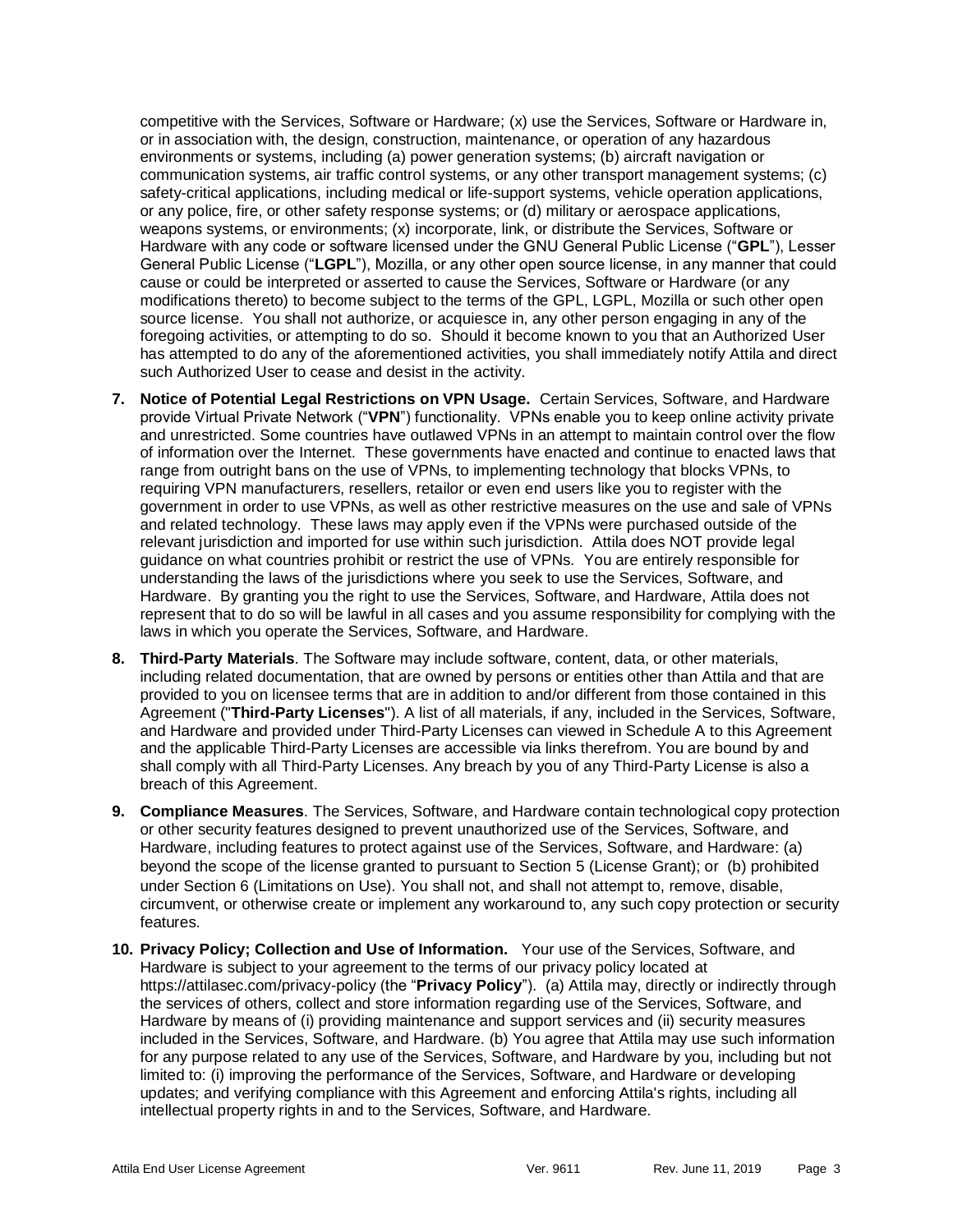competitive with the Services, Software or Hardware; (x) use the Services, Software or Hardware in, or in association with, the design, construction, maintenance, or operation of any hazardous environments or systems, including (a) power generation systems; (b) aircraft navigation or communication systems, air traffic control systems, or any other transport management systems; (c) safety-critical applications, including medical or life-support systems, vehicle operation applications, or any police, fire, or other safety response systems; or (d) military or aerospace applications, weapons systems, or environments; (x) incorporate, link, or distribute the Services, Software or Hardware with any code or software licensed under the GNU General Public License ("**GPL**"), Lesser General Public License ("**LGPL**"), Mozilla, or any other open source license, in any manner that could cause or could be interpreted or asserted to cause the Services, Software or Hardware (or any modifications thereto) to become subject to the terms of the GPL, LGPL, Mozilla or such other open source license. You shall not authorize, or acquiesce in, any other person engaging in any of the foregoing activities, or attempting to do so. Should it become known to you that an Authorized User has attempted to do any of the aforementioned activities, you shall immediately notify Attila and direct such Authorized User to cease and desist in the activity.

7. **Notice of Potential Legal Restrictions on VPN Usage.** Certain Services, Software, and Hardware provide Virtual Private Network ("**VPN**") functionality. VPNs enable you to keep online activity private and unrestricted. Some countries have outlawed VPNs in an attempt to maintain control over the flow of information over the Internet. These governments have enacted and continue to enacted laws that range from outright bans on the use of VPNs, to implementing technology that blocks VPNs, to requiring VPN manufacturers, resellers, retailor or even end users like you to register with the government in order to use VPNs, as well as other restrictive measures on the use and sale of VPNs and related technology. These laws may apply even if the VPNs were purchased outside of the relevant jurisdiction and imported for use within such jurisdiction. Attila does NOT provide legal guidance on what countries prohibit or restrict the use of VPNs. You are entirely responsible for understanding the laws of the jurisdictions where you seek to use the Services, Software, and Hardware. By granting you the right to use the Services, Software, and Hardware, Attila does not represent that to do so will be lawful in all cases and you assume responsibility for complying with the laws in which you operate the Services, Software, and Hardware.

8. **Third-Party Materials**. The Software may include software, content, data, or other materials, including related documentation, that are owned by persons or entities other than Attila and that are provided to you on licensee terms that are in addition to and/or different from those contained in this Agreement ("**Third-Party Licenses**"). A list of all materials, if any, included in the Services, Software, and Hardware and provided under Third-Party Licenses can viewed in Schedule A to this Agreement and the applicable Third-Party Licenses are accessible via links therefrom. You are bound by and shall comply with all Third-Party Licenses. Any breach by you of any Third-Party License is also a breach of this Agreement.

9. **Compliance Measures**. The Services, Software, and Hardware contain technological copy protection or other security features designed to prevent unauthorized use of the Services, Software, and Hardware, including features to protect against use of the Services, Software, and Hardware: (a) beyond the scope of the license granted to pursuant to Section 5 (License Grant); or (b) prohibited under Section 6 (Limitations on Use). You shall not, and shall not attempt to, remove, disable, circumvent, or otherwise create or implement any workaround to, any such copy protection or security features.

10. **Privacy Policy; Collection and Use of Information.** Your use of the Services, Software, and Hardware is subject to your agreement to the terms of our privacy policy located at https://attilasec.com/privacy-policy (the "**Privacy Policy**"). (a) Attila may, directly or indirectly through the services of others, collect and store information regarding use of the Services, Software, and Hardware by means of (i) providing maintenance and support services and (ii) security measures included in the Services, Software, and Hardware. (b) You agree that Attila may use such information for any purpose related to any use of the Services, Software, and Hardware by you, including but not limited to: (i) improving the performance of the Services, Software, and Hardware or developing updates; and verifying compliance with this Agreement and enforcing Attila's rights, including all intellectual property rights in and to the Services, Software, and Hardware.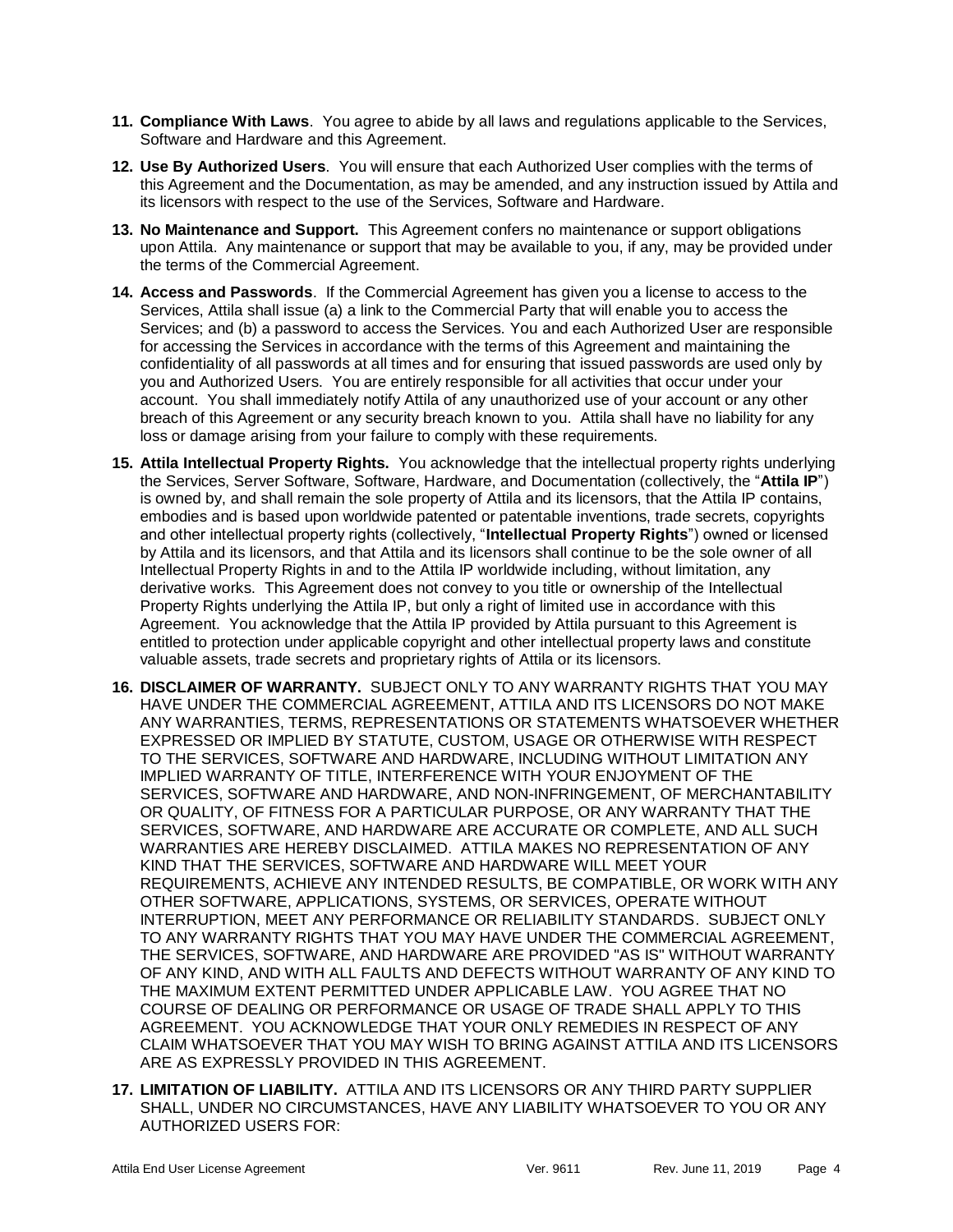11. **Compliance With Laws**. You agree to abide by all laws and regulations applicable to the Services, Software and Hardware and this Agreement.

12. **Use By Authorized Users**. You will ensure that each Authorized User complies with the terms of this Agreement and the Documentation, as may be amended, and any instruction issued by Attila and its licensors with respect to the use of the Services, Software and Hardware.

13. **No Maintenance and Support.** This Agreement confers no maintenance or support obligations upon Attila. Any maintenance or support that may be available to you, if any, may be provided under the terms of the Commercial Agreement.

14. **Access and Passwords**. If the Commercial Agreement has given you a license to access to the Services, Attila shall issue (a) a link to the Commercial Party that will enable you to access the Services; and (b) a password to access the Services. You and each Authorized User are responsible for accessing the Services in accordance with the terms of this Agreement and maintaining the confidentiality of all passwords at all times and for ensuring that issued passwords are used only by you and Authorized Users. You are entirely responsible for all activities that occur under your account. You shall immediately notify Attila of any unauthorized use of your account or any other breach of this Agreement or any security breach known to you. Attila shall have no liability for any loss or damage arising from your failure to comply with these requirements.

15. **Attila Intellectual Property Rights.** You acknowledge that the intellectual property rights underlying the Services, Server Software, Software, Hardware, and Documentation (collectively, the "**Attila IP**") is owned by, and shall remain the sole property of Attila and its licensors, that the Attila IP contains, embodies and is based upon worldwide patented or patentable inventions, trade secrets, copyrights and other intellectual property rights (collectively, "**Intellectual Property Rights**") owned or licensed by Attila and its licensors, and that Attila and its licensors shall continue to be the sole owner of all Intellectual Property Rights in and to the Attila IP worldwide including, without limitation, any derivative works. This Agreement does not convey to you title or ownership of the Intellectual Property Rights underlying the Attila IP, but only a right of limited use in accordance with this Agreement. You acknowledge that the Attila IP provided by Attila pursuant to this Agreement is entitled to protection under applicable copyright and other intellectual property laws and constitute valuable assets, trade secrets and proprietary rights of Attila or its licensors.

16. **DISCLAIMER OF WARRANTY.** SUBJECT ONLY TO ANY WARRANTY RIGHTS THAT YOU MAY HAVE UNDER THE COMMERCIAL AGREEMENT, ATTILA AND ITS LICENSORS DO NOT MAKE ANY WARRANTIES, TERMS, REPRESENTATIONS OR STATEMENTS WHATSOEVER WHETHER EXPRESSED OR IMPLIED BY STATUTE, CUSTOM, USAGE OR OTHERWISE WITH RESPECT TO THE SERVICES, SOFTWARE AND HARDWARE, INCLUDING WITHOUT LIMITATION ANY IMPLIED WARRANTY OF TITLE, INTERFERENCE WITH YOUR ENJOYMENT OF THE SERVICES, SOFTWARE AND HARDWARE, AND NON-INFRINGEMENT, OF MERCHANTABILITY OR QUALITY, OF FITNESS FOR A PARTICULAR PURPOSE, OR ANY WARRANTY THAT THE SERVICES, SOFTWARE, AND HARDWARE ARE ACCURATE OR COMPLETE, AND ALL SUCH WARRANTIES ARE HEREBY DISCLAIMED. ATTILA MAKES NO REPRESENTATION OF ANY KIND THAT THE SERVICES, SOFTWARE AND HARDWARE WILL MEET YOUR REQUIREMENTS, ACHIEVE ANY INTENDED RESULTS, BE COMPATIBLE, OR WORK WITH ANY OTHER SOFTWARE, APPLICATIONS, SYSTEMS, OR SERVICES, OPERATE WITHOUT INTERRUPTION, MEET ANY PERFORMANCE OR RELIABILITY STANDARDS. SUBJECT ONLY TO ANY WARRANTY RIGHTS THAT YOU MAY HAVE UNDER THE COMMERCIAL AGREEMENT, THE SERVICES, SOFTWARE, AND HARDWARE ARE PROVIDED "AS IS" WITHOUT WARRANTY OF ANY KIND, AND WITH ALL FAULTS AND DEFECTS WITHOUT WARRANTY OF ANY KIND TO THE MAXIMUM EXTENT PERMITTED UNDER APPLICABLE LAW. YOU AGREE THAT NO COURSE OF DEALING OR PERFORMANCE OR USAGE OF TRADE SHALL APPLY TO THIS AGREEMENT. YOU ACKNOWLEDGE THAT YOUR ONLY REMEDIES IN RESPECT OF ANY CLAIM WHATSOEVER THAT YOU MAY WISH TO BRING AGAINST ATTILA AND ITS LICENSORS ARE AS EXPRESSLY PROVIDED IN THIS AGREEMENT.

17. **LIMITATION OF LIABILITY.** ATTILA AND ITS LICENSORS OR ANY THIRD PARTY SUPPLIER SHALL, UNDER NO CIRCUMSTANCES, HAVE ANY LIABILITY WHATSOEVER TO YOU OR ANY AUTHORIZED USERS FOR: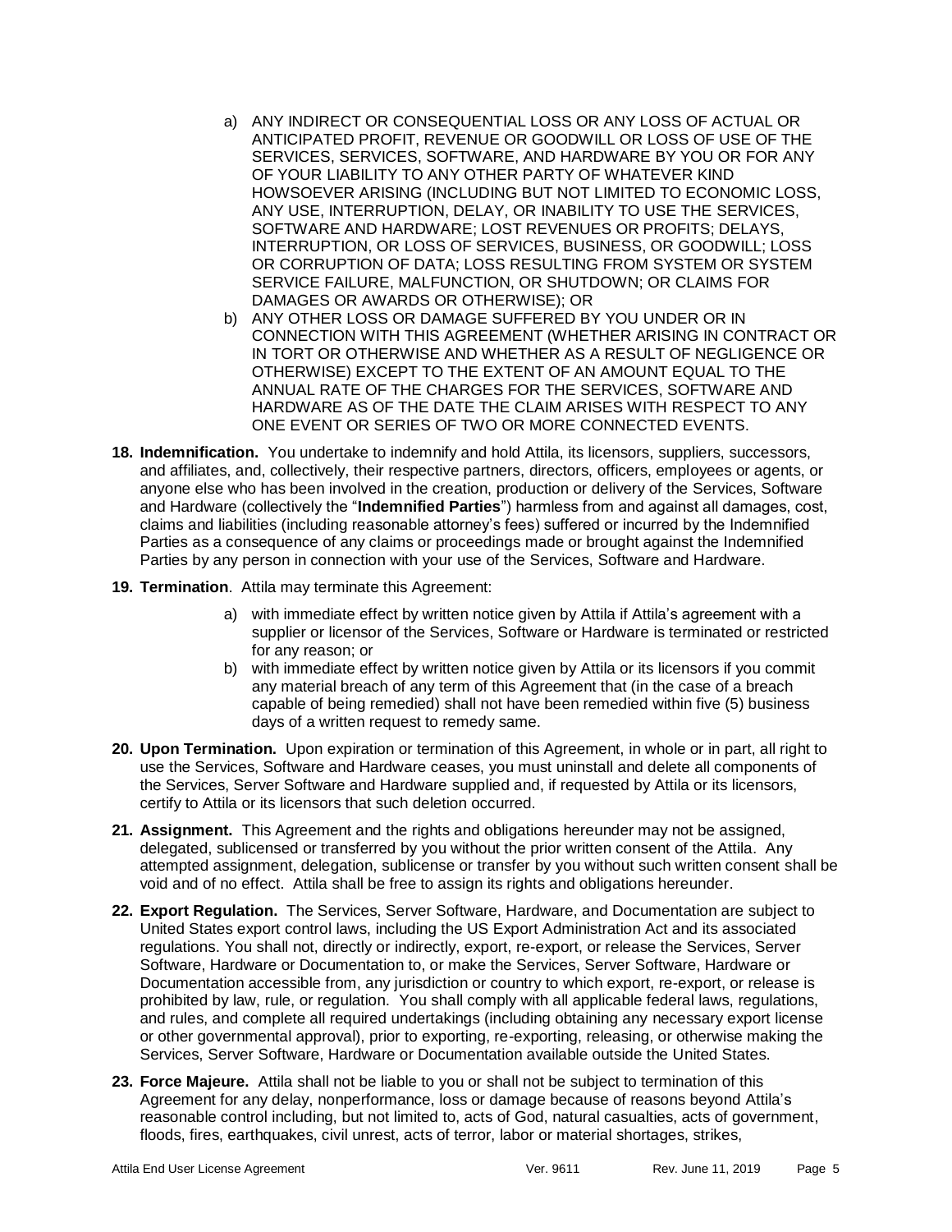a) ANY INDIRECT OR CONSEQUENTIAL LOSS OR ANY LOSS OF ACTUAL OR ANTICIPATED PROFIT, REVENUE OR GOODWILL OR LOSS OF USE OF THE SERVICES, SERVICES, SOFTWARE, AND HARDWARE BY YOU OR FOR ANY OF YOUR LIABILITY TO ANY OTHER PARTY OF WHATEVER KIND HOWSOEVER ARISING (INCLUDING BUT NOT LIMITED TO ECONOMIC LOSS, ANY USE, INTERRUPTION, DELAY, OR INABILITY TO USE THE SERVICES, SOFTWARE AND HARDWARE; LOST REVENUES OR PROFITS; DELAYS, INTERRUPTION, OR LOSS OF SERVICES, BUSINESS, OR GOODWILL; LOSS OR CORRUPTION OF DATA; LOSS RESULTING FROM SYSTEM OR SYSTEM SERVICE FAILURE, MALFUNCTION, OR SHUTDOWN; OR CLAIMS FOR DAMAGES OR AWARDS OR OTHERWISE); OR

b) ANY OTHER LOSS OR DAMAGE SUFFERED BY YOU UNDER OR IN CONNECTION WITH THIS AGREEMENT (WHETHER ARISING IN CONTRACT OR IN TORT OR OTHERWISE AND WHETHER AS A RESULT OF NEGLIGENCE OR OTHERWISE) EXCEPT TO THE EXTENT OF AN AMOUNT EQUAL TO THE ANNUAL RATE OF THE CHARGES FOR THE SERVICES, SOFTWARE AND HARDWARE AS OF THE DATE THE CLAIM ARISES WITH RESPECT TO ANY ONE EVENT OR SERIES OF TWO OR MORE CONNECTED EVENTS.

**18. Indemnification.** You undertake to indemnify and hold Attila, its licensors, suppliers, successors, and affiliates, and, collectively, their respective partners, directors, officers, employees or agents, or anyone else who has been involved in the creation, production or delivery of the Services, Software and Hardware (collectively the "**Indemnified Parties**") harmless from and against all damages, cost, claims and liabilities (including reasonable attorney's fees) suffered or incurred by the Indemnified Parties as a consequence of any claims or proceedings made or brought against the Indemnified Parties by any person in connection with your use of the Services, Software and Hardware.

**19. Termination**. Attila may terminate this Agreement:

a) with immediate effect by written notice given by Attila if Attila's agreement with a supplier or licensor of the Services, Software or Hardware is terminated or restricted for any reason; or

b) with immediate effect by written notice given by Attila or its licensors if you commit any material breach of any term of this Agreement that (in the case of a breach capable of being remedied) shall not have been remedied within five (5) business days of a written request to remedy same.

**20. Upon Termination.** Upon expiration or termination of this Agreement, in whole or in part, all right to use the Services, Software and Hardware ceases, you must uninstall and delete all components of the Services, Server Software and Hardware supplied and, if requested by Attila or its licensors, certify to Attila or its licensors that such deletion occurred.

**21. Assignment.** This Agreement and the rights and obligations hereunder may not be assigned, delegated, sublicensed or transferred by you without the prior written consent of the Attila. Any attempted assignment, delegation, sublicense or transfer by you without such written consent shall be void and of no effect. Attila shall be free to assign its rights and obligations hereunder.

**22. Export Regulation.** The Services, Server Software, Hardware, and Documentation are subject to United States export control laws, including the US Export Administration Act and its associated regulations. You shall not, directly or indirectly, export, re-export, or release the Services, Server Software, Hardware or Documentation to, or make the Services, Server Software, Hardware or Documentation accessible from, any jurisdiction or country to which export, re-export, or release is prohibited by law, rule, or regulation. You shall comply with all applicable federal laws, regulations, and rules, and complete all required undertakings (including obtaining any necessary export license or other governmental approval), prior to exporting, re-exporting, releasing, or otherwise making the Services, Server Software, Hardware or Documentation available outside the United States.

**23. Force Majeure.** Attila shall not be liable to you or shall not be subject to termination of this Agreement for any delay, nonperformance, loss or damage because of reasons beyond Attila's reasonable control including, but not limited to, acts of God, natural casualties, acts of government, floods, fires, earthquakes, civil unrest, acts of terror, labor or material shortages, strikes,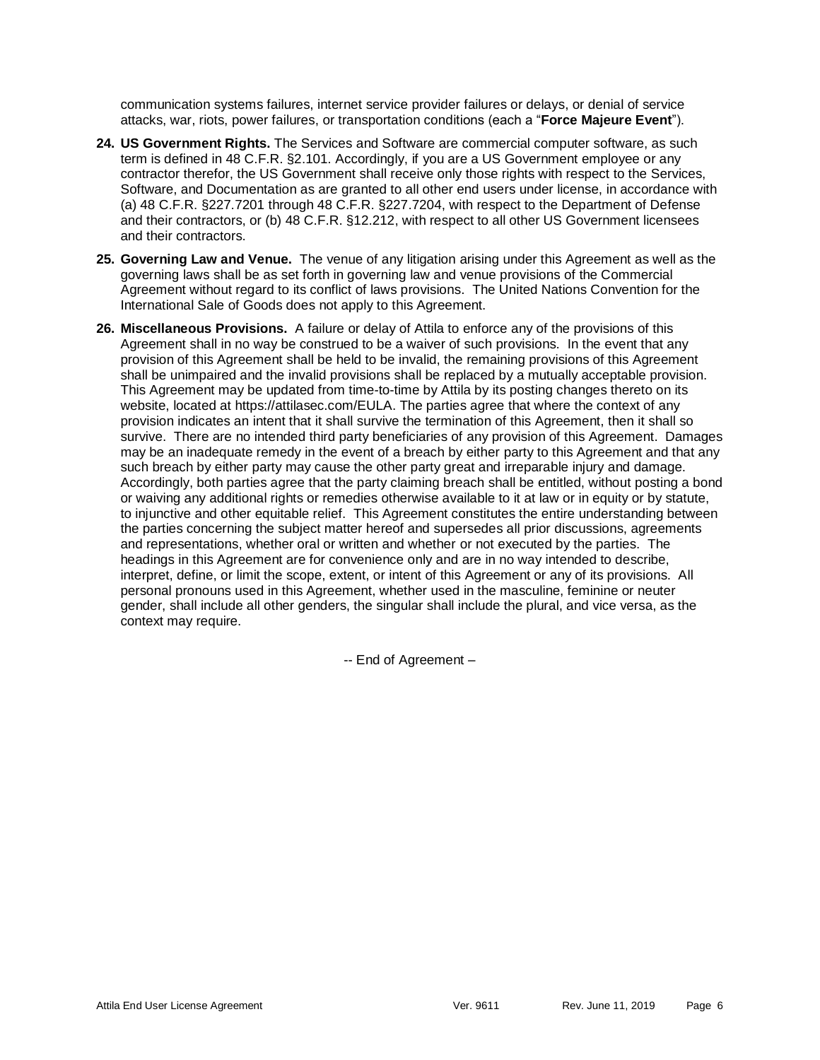communication systems failures, internet service provider failures or delays, or denial of service attacks, war, riots, power failures, or transportation conditions (each a "**Force Majeure Event**").

24. **US Government Rights.** The Services and Software are commercial computer software, as such term is defined in 48 C.F.R. §2.101. Accordingly, if you are a US Government employee or any contractor therefor, the US Government shall receive only those rights with respect to the Services, Software, and Documentation as are granted to all other end users under license, in accordance with (a) 48 C.F.R. §227.7201 through 48 C.F.R. §227.7204, with respect to the Department of Defense and their contractors, or (b) 48 C.F.R. §12.212, with respect to all other US Government licensees and their contractors.

25. **Governing Law and Venue.** The venue of any litigation arising under this Agreement as well as the governing laws shall be as set forth in governing law and venue provisions of the Commercial Agreement without regard to its conflict of laws provisions. The United Nations Convention for the International Sale of Goods does not apply to this Agreement.

26. **Miscellaneous Provisions.** A failure or delay of Attila to enforce any of the provisions of this Agreement shall in no way be construed to be a waiver of such provisions. In the event that any provision of this Agreement shall be held to be invalid, the remaining provisions of this Agreement shall be unimpaired and the invalid provisions shall be replaced by a mutually acceptable provision. This Agreement may be updated from time-to-time by Attila by its posting changes thereto on its website, located at https://attilasec.com/EULA. The parties agree that where the context of any provision indicates an intent that it shall survive the termination of this Agreement, then it shall so survive. There are no intended third party beneficiaries of any provision of this Agreement. Damages may be an inadequate remedy in the event of a breach by either party to this Agreement and that any such breach by either party may cause the other party great and irreparable injury and damage. Accordingly, both parties agree that the party claiming breach shall be entitled, without posting a bond or waiving any additional rights or remedies otherwise available to it at law or in equity or by statute, to injunctive and other equitable relief. This Agreement constitutes the entire understanding between the parties concerning the subject matter hereof and supersedes all prior discussions, agreements and representations, whether oral or written and whether or not executed by the parties. The headings in this Agreement are for convenience only and are in no way intended to describe, interpret, define, or limit the scope, extent, or intent of this Agreement or any of its provisions. All personal pronouns used in this Agreement, whether used in the masculine, feminine or neuter gender, shall include all other genders, the singular shall include the plural, and vice versa, as the context may require.

-- End of Agreement –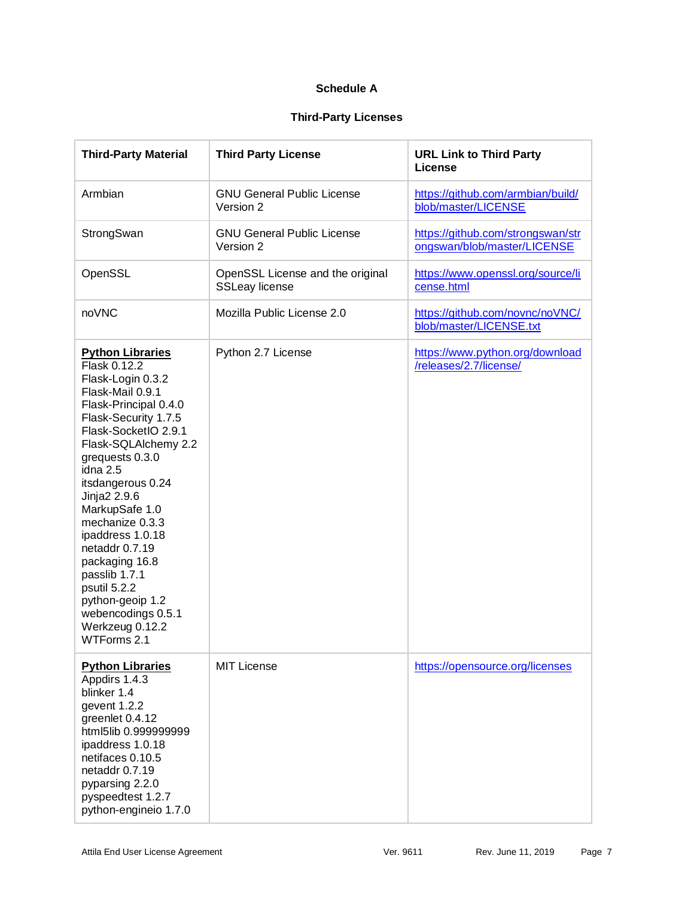## Schedule A

## Third-Party Licenses

| Third-Party Material | Third Party License | URL Link to Third Party License |
|---|---|---|
| Armbian | GNU General Public License Version 2 | https://github.com/armbian/build/blob/master/LICENSE |
| StrongSwan | GNU General Public License Version 2 | https://github.com/strongswan/strongswan/blob/master/LICENSE |
| OpenSSL | OpenSSL License and the original SSLeay license | https://www.openssl.org/source/license.html |
| noVNC | Mozilla Public License 2.0 | https://github.com/novnc/noVNC/blob/master/LICENSE.txt |
| **Python Libraries**<br>Flask 0.12.2<br>Flask-Login 0.3.2<br>Flask-Mail 0.9.1<br>Flask-Principal 0.4.0<br>Flask-Security 1.7.5<br>Flask-SocketIO 2.9.1<br>Flask-SQLAlchemy 2.2<br>grequests 0.3.0<br>idna 2.5<br>itsdangerous 0.24<br>Jinja2 2.9.6<br>MarkupSafe 1.0<br>mechanize 0.3.3<br>ipaddress 1.0.18<br>netaddr 0.7.19<br>packaging 16.8<br>passlib 1.7.1<br>psutil 5.2.2<br>python-geoip 1.2<br>webencodings 0.5.1<br>Werkzeug 0.12.2<br>WTForms 2.1 | Python 2.7 License | https://www.python.org/download/releases/2.7/license/ |
| **Python Libraries**<br>Appdirs 1.4.3<br>blinker 1.4<br>gevent 1.2.2<br>greenlet 0.4.12<br>html5lib 0.999999999<br>ipaddress 1.0.18<br>netifaces 0.10.5<br>netaddr 0.7.19<br>pyparsing 2.2.0<br>pyspeedtest 1.2.7<br>python-engineio 1.7.0 | MIT License | https://opensource.org/licenses |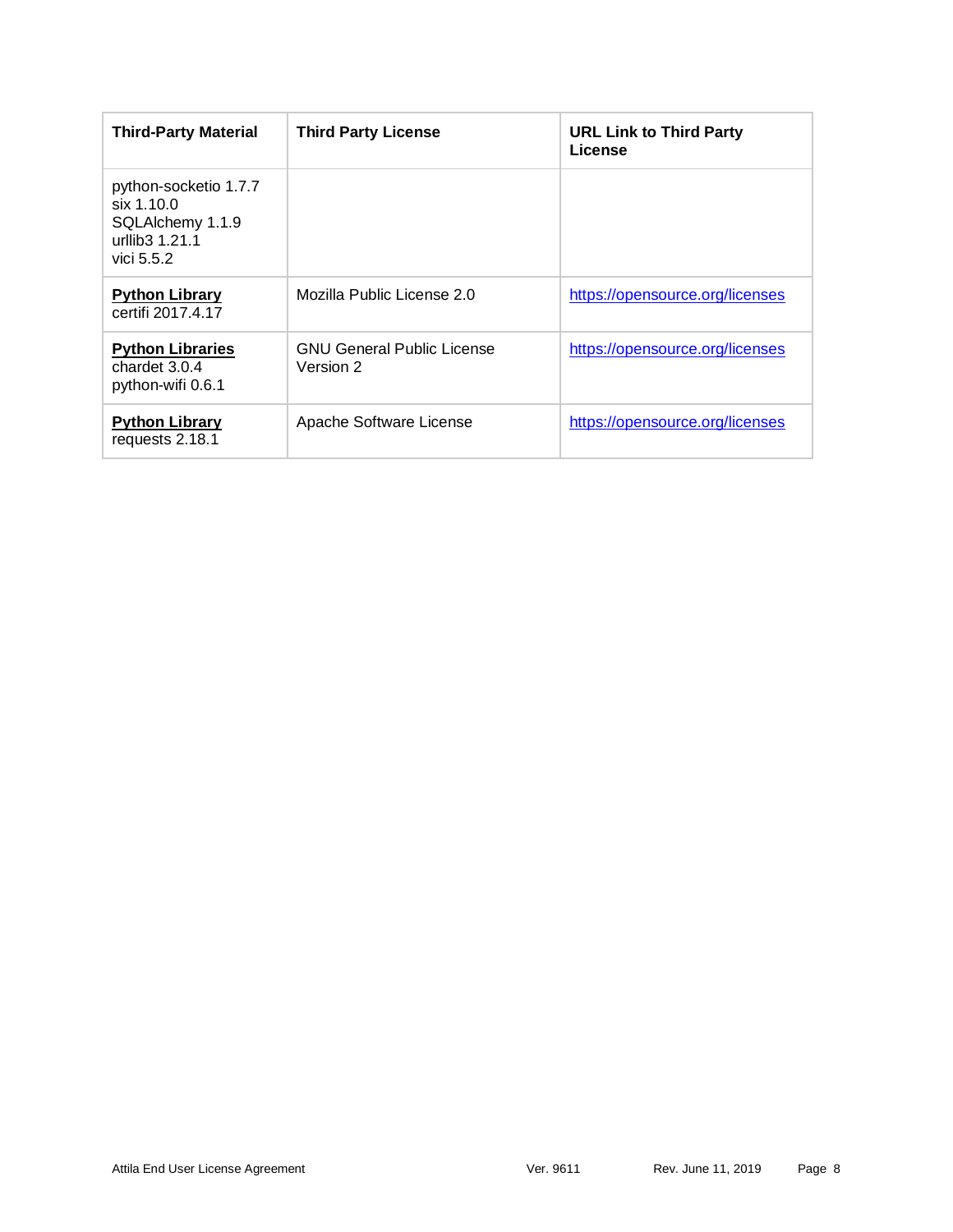| Third-Party Material | Third Party License | URL Link to Third Party License |
|---|---|---|
| python-socketio 1.7.7<br>six 1.10.0<br>SQLAlchemy 1.1.9<br>urllib3 1.21.1<br>vici 5.5.2 | | |
| **Python Library**<br>certifi 2017.4.17 | Mozilla Public License 2.0 | https://opensource.org/licenses |
| **Python Libraries**<br>chardet 3.0.4<br>python-wifi 0.6.1 | GNU General Public License Version 2 | https://opensource.org/licenses |
| **Python Library**<br>requests 2.18.1 | Apache Software License | https://opensource.org/licenses |